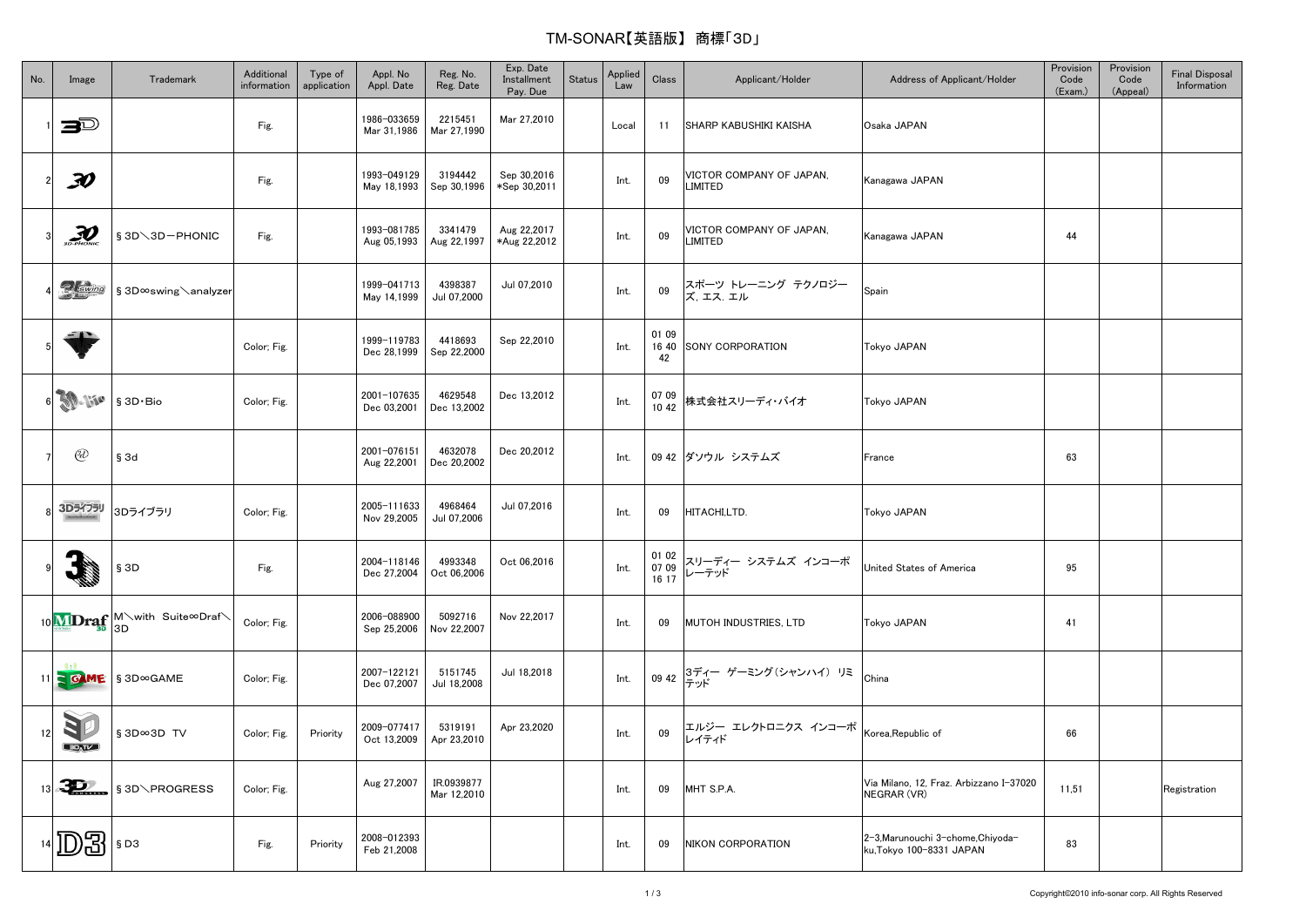# TM-SONAR【英語版】 商標「3D」

| No. | Image | Trademark | Additional information | Type of application | Appl. No Appl. Date | Reg. No. Reg. Date | Exp. Date Installment Pay. Due | Status | Applied Law | Class | Applicant/Holder | Address of Applicant/Holder | Provision Code (Exam.) | Provision Code (Appeal) | Final Disposal Information |
|---|---|---|---|---|---|---|---|---|---|---|---|---|---|---|---|
| 1 | | | Fig. | | 1986-033659 Mar 31,1986 | 2215451 Mar 27,1990 | Mar 27,2010 | | Local | 11 | SHARP KABUSHIKI KAISHA | Osaka JAPAN | | | |
| 2 | | | Fig. | | 1993-049129 May 18,1993 | 3194442 Sep 30,1996 | Sep 30,2016 *Sep 30,2011 | | Int. | 09 | VICTOR COMPANY OF JAPAN, LIMITED | Kanagawa JAPAN | | | |
| 3 | | §3D╲3D－PHONIC | Fig. | | 1993-081785 Aug 05,1993 | 3341479 Aug 22,1997 | Aug 22,2017 *Aug 22,2012 | | Int. | 09 | VICTOR COMPANY OF JAPAN, LIMITED | Kanagawa JAPAN | 44 | | |
| 4 | | §3D∞swing╲analyzer | | | 1999-041713 May 14,1999 | 4398387 Jul 07,2000 | Jul 07,2010 | | Int. | 09 | スポーツ トレーニング テクノロジーズ, エス. エル | Spain | | | |
| 5 | | | Color; Fig. | | 1999-119783 Dec 28,1999 | 4418693 Sep 22,2000 | Sep 22,2010 | | Int. | 01 09 16 40 42 | SONY CORPORATION | Tokyo JAPAN | | | |
| 6 | | §3D･Bio | Color; Fig. | | 2001-107635 Dec 03,2001 | 4629548 Dec 13,2002 | Dec 13,2012 | | Int. | 07 09 10 42 | 株式会社スリーディ･バイオ | Tokyo JAPAN | | | |
| 7 | | §3d | | | 2001-076151 Aug 22,2001 | 4632078 Dec 20,2002 | Dec 20,2012 | | Int. | 09 42 | ダソウル システムズ | France | 63 | | |
| 8 | | 3Dライブラリ | Color; Fig. | | 2005-111633 Nov 29,2005 | 4968464 Jul 07,2006 | Jul 07,2016 | | Int. | 09 | HITACHI,LTD. | Tokyo JAPAN | | | |
| 9 | | §3D | Fig. | | 2004-118146 Dec 27,2004 | 4993348 Oct 06,2006 | Oct 06,2016 | | Int. | 01 02 07 09 16 17 | スリーディー システムズ インコーポレーテッド | United States of America | 95 | | |
| 10 | | M╲with Suite∞Draf╲3D | Color; Fig. | | 2006-088900 Sep 25,2006 | 5092716 Nov 22,2007 | Nov 22,2017 | | Int. | 09 | MUTOH INDUSTRIES, LTD | Tokyo JAPAN | 41 | | |
| 11 | | §3D∞GAME | Color; Fig. | | 2007-122121 Dec 07,2007 | 5151745 Jul 18,2008 | Jul 18,2018 | | Int. | 09 42 | 3ディー ゲーミング(シャンハイ) リミテッド | China | | | |
| 12 | | §3D∞3D TV | Color; Fig. | Priority | 2009-077417 Oct 13,2009 | 5319191 Apr 23,2010 | Apr 23,2020 | | Int. | 09 | エルジー エレクトロニクス インコーポレイティド | Korea,Republic of | 66 | | |
| 13 | | §3D╲PROGRESS | Color; Fig. | | Aug 27,2007 | IR.0939877 Mar 12,2010 | | | Int. | 09 | MHT S.P.A. | Via Milano, 12, Fraz. Arbizzano I-37020 NEGRAR (VR) | 11,51 | | Registration |
| 14 | | §D3 | Fig. | Priority | 2008-012393 Feb 21,2008 | | | | Int. | 09 | NIKON CORPORATION | 2-3,Marunouchi 3-chome,Chiyoda-ku,Tokyo 100-8331 JAPAN | 83 | | |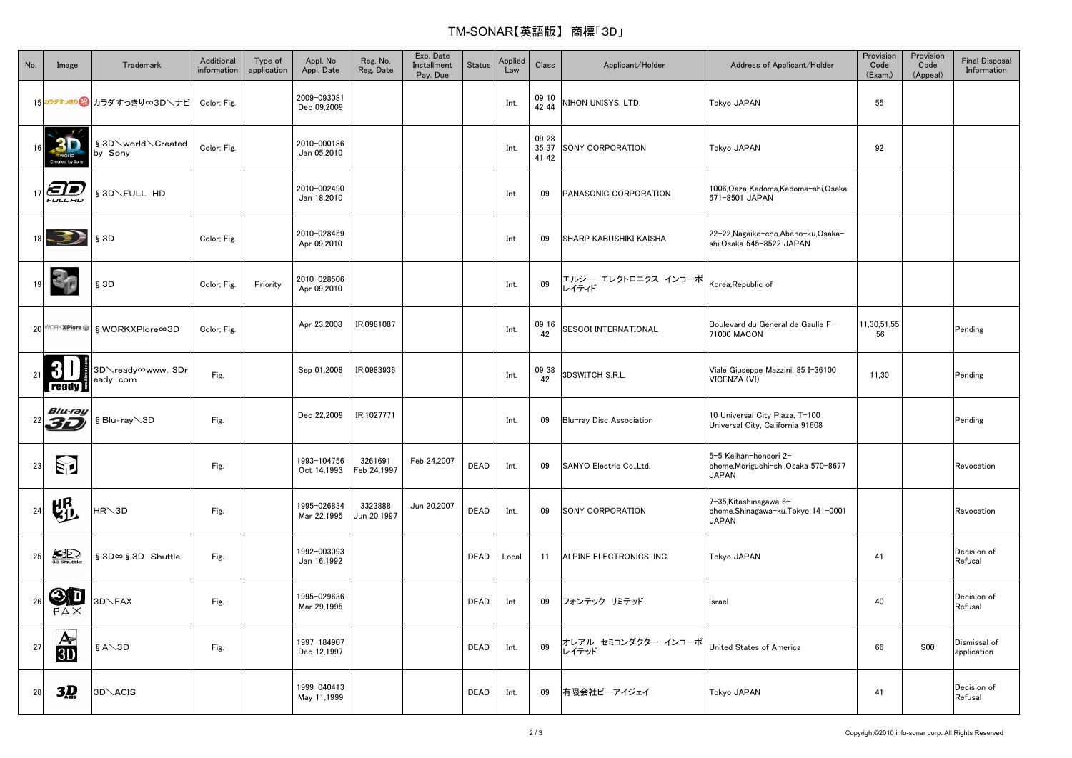# TM-SONAR【英語版】 商標「3D」

| No. | Image | Trademark | Additional information | Type of application | Appl. No Appl. Date | Reg. No. Reg. Date | Exp. Date Installment Pay. Due | Status | Applied Law | Class | Applicant/Holder | Address of Applicant/Holder | Provision Code (Exam.) | Provision Code (Appeal) | Final Disposal Information |
|---|---|---|---|---|---|---|---|---|---|---|---|---|---|---|---|
| 15 | | カラダすっきり∞3D＼ナビ | Color; Fig. | | 2009-093081 Dec 09,2009 | | | | Int. | 09 10 42 44 | NIHON UNISYS, LTD. | Tokyo JAPAN | 55 | | |
| 16 | | §3D＼world＼Created by Sony | Color; Fig. | | 2010-000186 Jan 05,2010 | | | | Int. | 09 28 35 37 41 42 | SONY CORPORATION | Tokyo JAPAN | 92 | | |
| 17 | | §3D＼FULL HD | | | 2010-002490 Jan 18,2010 | | | | Int. | 09 | PANASONIC CORPORATION | 1006,Oaza Kadoma,Kadoma-shi,Osaka 571-8501 JAPAN | | | |
| 18 | | §3D | Color; Fig. | | 2010-028459 Apr 09,2010 | | | | Int. | 09 | SHARP KABUSHIKI KAISHA | 22-22,Nagaike-cho,Abeno-ku,Osaka-shi,Osaka 545-8522 JAPAN | | | |
| 19 | | §3D | Color; Fig. | Priority | 2010-028506 Apr 09,2010 | | | | Int. | 09 | エルジー エレクトロニクス インコーポレイティド | Korea,Republic of | | | |
| 20 | | §WORKXPlore∞3D | Color; Fig. | | Apr 23,2008 | IR.0981087 | | | Int. | 09 16 42 | SESCOI INTERNATIONAL | Boulevard du General de Gaulle F-71000 MACON | 11,30,51,55,56 | | Pending |
| 21 | | 3D＼ready∞www. 3Dready. com | Fig. | | Sep 01,2008 | IR.0983936 | | | Int. | 09 38 42 | 3DSWITCH S.R.L. | Viale Giuseppe Mazzini, 85 I-36100 VICENZA (VI) | 11,30 | | Pending |
| 22 | | §Blu-ray＼3D | Fig. | | Dec 22,2009 | IR.1027771 | | | Int. | 09 | Blu-ray Disc Association | 10 Universal City Plaza, T-100 Universal City, California 91608 | | | Pending |
| 23 | | | Fig. | | 1993-104756 Oct 14,1993 | 3261691 Feb 24,1997 | Feb 24,2007 | DEAD | Int. | 09 | SANYO Electric Co.,Ltd. | 5-5 Keihan-hondori 2-chome,Moriguchi-shi,Osaka 570-8677 JAPAN | | | Revocation |
| 24 | | HR＼3D | Fig. | | 1995-026834 Mar 22,1995 | 3323888 Jun 20,1997 | Jun 20,2007 | DEAD | Int. | 09 | SONY CORPORATION | 7-35,Kitashinagawa 6-chome,Shinagawa-ku,Tokyo 141-0001 JAPAN | | | Revocation |
| 25 | | §3D∞§3D Shuttle | Fig. | | 1992-003093 Jan 16,1992 | | | DEAD | Local | 11 | ALPINE ELECTRONICS, INC. | Tokyo JAPAN | 41 | | Decision of Refusal |
| 26 | | 3D＼FAX | Fig. | | 1995-029636 Mar 29,1995 | | | DEAD | Int. | 09 | フォンテック リミテッド | Israel | 40 | | Decision of Refusal |
| 27 | | §A＼3D | Fig. | | 1997-184907 Dec 12,1997 | | | DEAD | Int. | 09 | オレアル セミコンダクター インコーポレイテッド | United States of America | 66 | S00 | Dismissal of application |
| 28 | | 3D＼ACIS | | | 1999-040413 May 11,1999 | | | DEAD | Int. | 09 | 有限会社ピーアイジェイ | Tokyo JAPAN | 41 | | Decision of Refusal |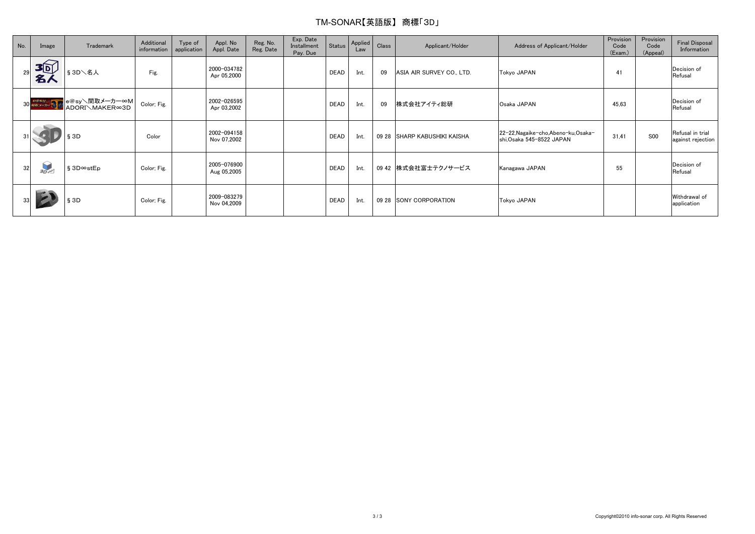# TM-SONAR【英語版】 商標「3D」

| No. | Image | Trademark | Additional information | Type of application | Appl. No Appl. Date | Reg. No. Reg. Date | Exp. Date Installment Pay. Due | Status | Applied Law | Class | Applicant/Holder | Address of Applicant/Holder | Provision Code (Exam.) | Provision Code (Appeal) | Final Disposal Information |
|---|---|---|---|---|---|---|---|---|---|---|---|---|---|---|---|
| 29 | | §3D＼名人 | Fig. | | 2000-034782 Apr 05,2000 | | | DEAD | Int. | 09 | ASIA AIR SURVEY CO., LTD. | Tokyo JAPAN | 41 | | Decision of Refusal |
| 30 | | e@sy＼間取メーカー∞MADORI＼MAKER∞3D | Color; Fig. | | 2002-026595 Apr 03,2002 | | | DEAD | Int. | 09 | 株式会社アイティ総研 | Osaka JAPAN | 45,63 | | Decision of Refusal |
| 31 | | §3D | Color | | 2002-094158 Nov 07,2002 | | | DEAD | Int. | 09 28 | SHARP KABUSHIKI KAISHA | 22-22,Nagaike-cho,Abeno-ku,Osaka-shi,Osaka 545-8522 JAPAN | 31,41 | S00 | Refusal in trial against rejection |
| 32 | | §3D∞stEp | Color; Fig. | | 2005-076900 Aug 05,2005 | | | DEAD | Int. | 09 42 | 株式会社富士テクノサービス | Kanagawa JAPAN | 55 | | Decision of Refusal |
| 33 | | §3D | Color; Fig. | | 2009-083279 Nov 04,2009 | | | DEAD | Int. | 09 28 | SONY CORPORATION | Tokyo JAPAN | | | Withdrawal of application |

Copyright©2010 info-sonar corp. All Rights Reserved